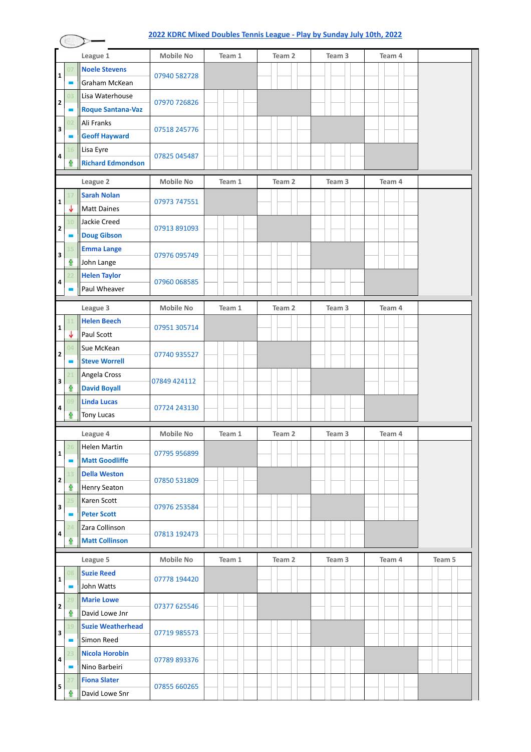# 2022 KDRC Mixed Doubles Tennis League - Play by Sunday July 10th, 2022

| | | League 1 | Mobile No | Team 1 | Team 2 | Team 3 | Team 4 |
|---|---|---|---|---|---|---|---|
| 1 | 07 | Noele Stevens | 07940 582728 | | | | |
| | | Graham McKean | | | | | |
| 2 | 03 | Lisa Waterhouse | 07970 726826 | | | | |
| | | Roque Santana-Vaz | | | | | |
| 3 | 02 | Ali Franks | 07518 245776 | | | | |
| | | Geoff Hayward | | | | | |
| 4 | 16 | Lisa Eyre | 07825 045487 | | | | |
| | | Richard Edmondson | | | | | |

| | | League 2 | Mobile No | Team 1 | Team 2 | Team 3 | Team 4 |
|---|---|---|---|---|---|---|---|
| 1 | 17 | Sarah Nolan | 07973 747551 | | | | |
| | | Matt Daines | | | | | |
| 2 | 10 | Jackie Creed | 07913 891093 | | | | |
| | | Doug Gibson | | | | | |
| 3 | 15 | Emma Lange | 07976 095749 | | | | |
| | | John Lange | | | | | |
| 4 | 22 | Helen Taylor | 07960 068585 | | | | |
| | | Paul Wheaver | | | | | |

| | | League 3 | Mobile No | Team 1 | Team 2 | Team 3 | Team 4 |
|---|---|---|---|---|---|---|---|
| 1 | 11 | Helen Beech | 07951 305714 | | | | |
| | | Paul Scott | | | | | |
| 2 | 04 | Sue McKean | 07740 935527 | | | | |
| | | Steve Worrell | | | | | |
| 3 | 21 | Angela Cross | 07849 424112 | | | | |
| | | David Boyall | | | | | |
| 4 | 09 | Linda Lucas | 07724 243130 | | | | |
| | | Tony Lucas | | | | | |

| | | League 4 | Mobile No | Team 1 | Team 2 | Team 3 | Team 4 |
|---|---|---|---|---|---|---|---|
| 1 | 26 | Helen Martin | 07795 956899 | | | | |
| | | Matt Goodliffe | | | | | |
| 2 | 13 | Della Weston | 07850 531809 | | | | |
| | | Henry Seaton | | | | | |
| 3 | 25 | Karen Scott | 07976 253584 | | | | |
| | | Peter Scott | | | | | |
| 4 | 24 | Zara Collinson | 07813 192473 | | | | |
| | | Matt Collinson | | | | | |

| | | League 5 | Mobile No | Team 1 | Team 2 | Team 3 | Team 4 | Team 5 |
|---|---|---|---|---|---|---|---|---|
| 1 | 08 | Suzie Reed | 07778 194420 | | | | | |
| | | John Watts | | | | | | |
| 2 | 29 | Marie Lowe | 07377 625546 | | | | | |
| | | David Lowe Jnr | | | | | | |
| 3 | 19 | Suzie Weatherhead | 07719 985573 | | | | | |
| | | Simon Reed | | | | | | |
| 4 | 23 | Nicola Horobin | 07789 893376 | | | | | |
| | | Nino Barbeiri | | | | | | |
| 5 | 27 | Fiona Slater | 07855 660265 | | | | | |
| | | David Lowe Snr | | | | | | |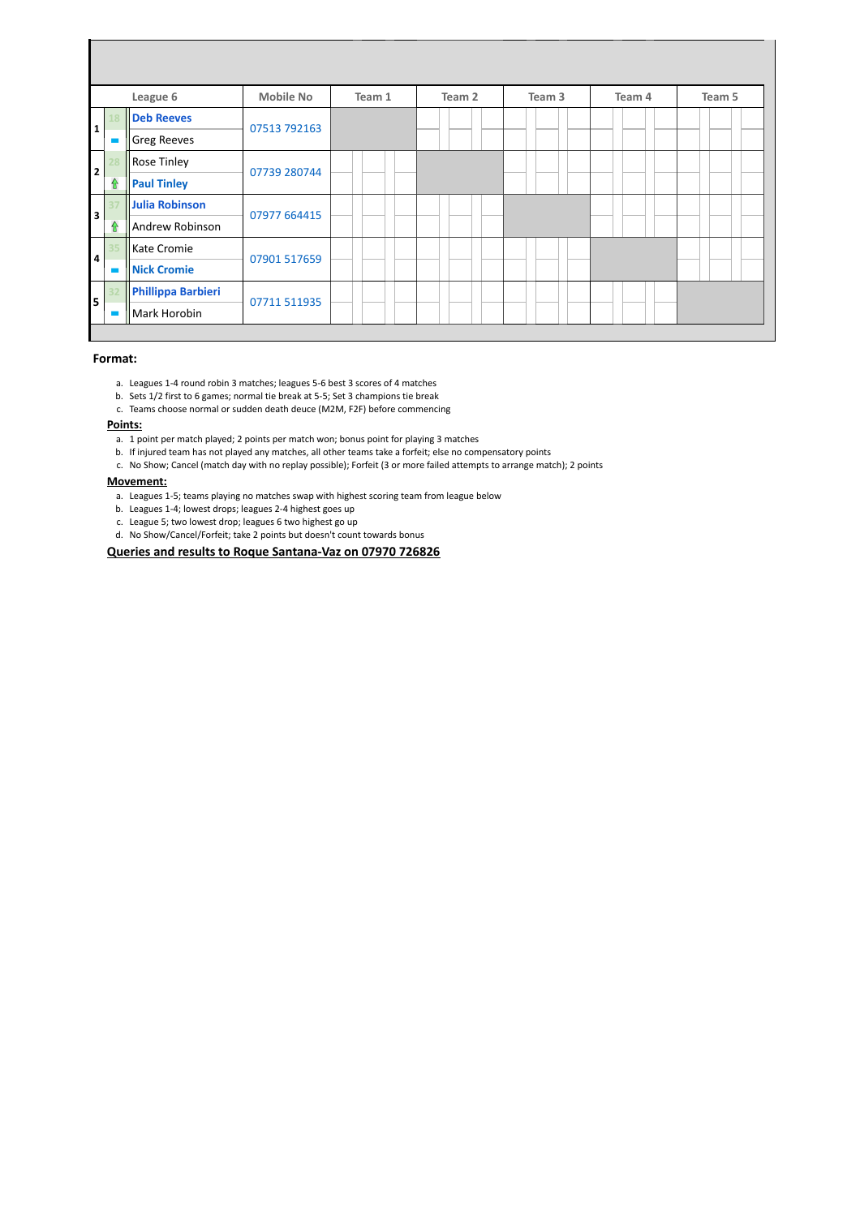| League 6 | | | Mobile No | Team 1 | Team 2 | Team 3 | Team 4 | Team 5 |
|---|---|---|---|---|---|---|---|---|
| 1 | 18 | **Deb Reeves** | 07513 792163 | | | | | |
| | | Greg Reeves | | | | | | |
| 2 | 28 | Rose Tinley | 07739 280744 | | | | | |
| | | **Paul Tinley** | | | | | | |
| 3 | 37 | **Julia Robinson** | 07977 664415 | | | | | |
| | | Andrew Robinson | | | | | | |
| 4 | 35 | Kate Cromie | 07901 517659 | | | | | |
| | | **Nick Cromie** | | | | | | |
| 5 | 32 | **Phillippa Barbieri** | 07711 511935 | | | | | |
| | | Mark Horobin | | | | | | |

**Format:**

a. Leagues 1-4 round robin 3 matches; leagues 5-6 best 3 scores of 4 matches
b. Sets 1/2 first to 6 games; normal tie break at 5-5; Set 3 champions tie break
c. Teams choose normal or sudden death deuce (M2M, F2F) before commencing

**Points:**

a. 1 point per match played; 2 points per match won; bonus point for playing 3 matches
b. If injured team has not played any matches, all other teams take a forfeit; else no compensatory points
c. No Show; Cancel (match day with no replay possible); Forfeit (3 or more failed attempts to arrange match); 2 points

**Movement:**

a. Leagues 1-5; teams playing no matches swap with highest scoring team from league below
b. Leagues 1-4; lowest drops; leagues 2-4 highest goes up
c. League 5; two lowest drop; leagues 6 two highest go up
d. No Show/Cancel/Forfeit; take 2 points but doesn't count towards bonus

**Queries and results to Roque Santana-Vaz on 07970 726826**